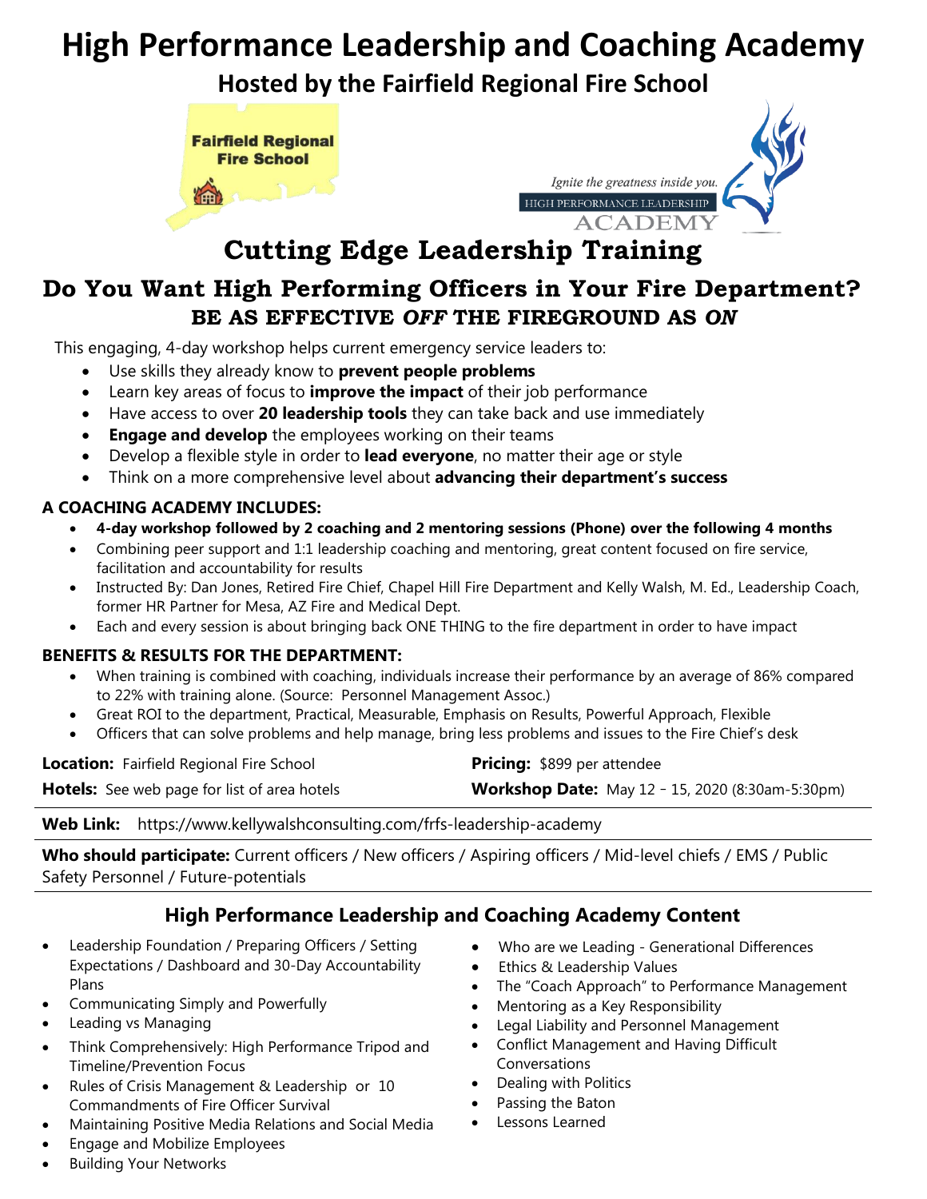# High Performance Leadership and Coaching Academy

## Hosted by the Fairfield Regional Fire School

Fairfield Regional Fire School

*Ignite the greatness inside you.*
HIGH PERFORMANCE LEADERSHIP
ACADEMY

## Cutting Edge Leadership Training

## Do You Want High Performing Officers in Your Fire Department?

### BE AS EFFECTIVE *OFF* THE FIREGROUND AS *ON*

This engaging, 4-day workshop helps current emergency service leaders to:

- Use skills they already know to **prevent people problems**
- Learn key areas of focus to **improve the impact** of their job performance
- Have access to over **20 leadership tools** they can take back and use immediately
- **Engage and develop** the employees working on their teams
- Develop a flexible style in order to **lead everyone**, no matter their age or style
- Think on a more comprehensive level about **advancing their department's success**

**A COACHING ACADEMY INCLUDES:**

- **4-day workshop followed by 2 coaching and 2 mentoring sessions (Phone) over the following 4 months**
- Combining peer support and 1:1 leadership coaching and mentoring, great content focused on fire service, facilitation and accountability for results
- Instructed By: Dan Jones, Retired Fire Chief, Chapel Hill Fire Department and Kelly Walsh, M. Ed., Leadership Coach, former HR Partner for Mesa, AZ Fire and Medical Dept.
- Each and every session is about bringing back ONE THING to the fire department in order to have impact

**BENEFITS & RESULTS FOR THE DEPARTMENT:**

- When training is combined with coaching, individuals increase their performance by an average of 86% compared to 22% with training alone. (Source: Personnel Management Assoc.)
- Great ROI to the department, Practical, Measurable, Emphasis on Results, Powerful Approach, Flexible
- Officers that can solve problems and help manage, bring less problems and issues to the Fire Chief's desk

**Location:** Fairfield Regional Fire School

**Pricing:** $899 per attendee

**Hotels:** See web page for list of area hotels

**Workshop Date:** May 12 – 15, 2020 (8:30am-5:30pm)

**Web Link:** https://www.kellywalshconsulting.com/frfs-leadership-academy

**Who should participate:** Current officers / New officers / Aspiring officers / Mid-level chiefs / EMS / Public Safety Personnel / Future-potentials

### High Performance Leadership and Coaching Academy Content

- Leadership Foundation / Preparing Officers / Setting Expectations / Dashboard and 30-Day Accountability Plans
- Communicating Simply and Powerfully
- Leading vs Managing
- Think Comprehensively: High Performance Tripod and Timeline/Prevention Focus
- Rules of Crisis Management & Leadership or 10 Commandments of Fire Officer Survival
- Maintaining Positive Media Relations and Social Media
- Engage and Mobilize Employees
- Building Your Networks
- Who are we Leading - Generational Differences
- Ethics & Leadership Values
- The "Coach Approach" to Performance Management
- Mentoring as a Key Responsibility
- Legal Liability and Personnel Management
- Conflict Management and Having Difficult Conversations
- Dealing with Politics
- Passing the Baton
- Lessons Learned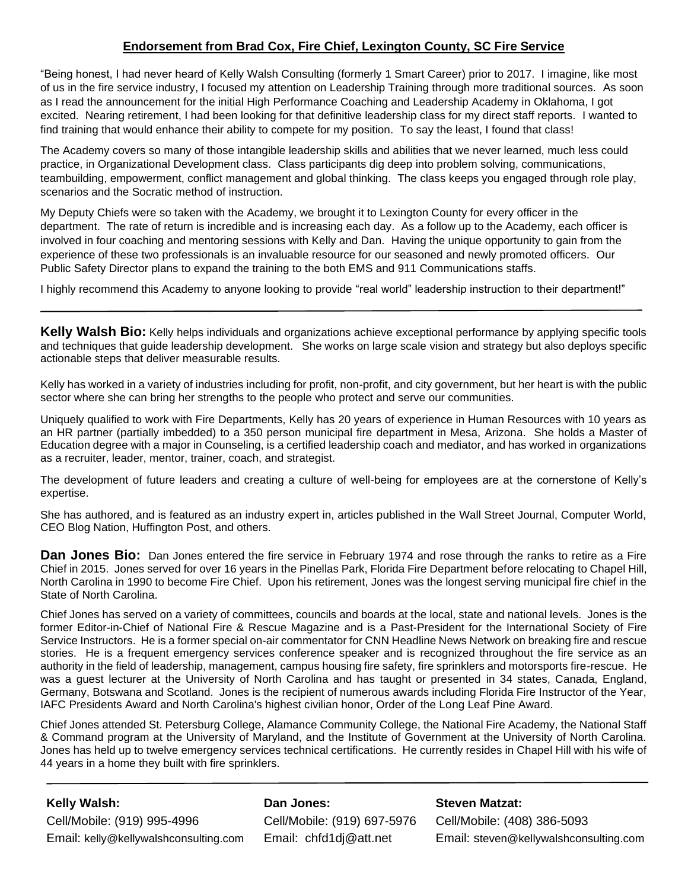## Endorsement from Brad Cox, Fire Chief, Lexington County, SC Fire Service

"Being honest, I had never heard of Kelly Walsh Consulting (formerly 1 Smart Career) prior to 2017. I imagine, like most of us in the fire service industry, I focused my attention on Leadership Training through more traditional sources. As soon as I read the announcement for the initial High Performance Coaching and Leadership Academy in Oklahoma, I got excited. Nearing retirement, I had been looking for that definitive leadership class for my direct staff reports. I wanted to find training that would enhance their ability to compete for my position. To say the least, I found that class!

The Academy covers so many of those intangible leadership skills and abilities that we never learned, much less could practice, in Organizational Development class. Class participants dig deep into problem solving, communications, teambuilding, empowerment, conflict management and global thinking. The class keeps you engaged through role play, scenarios and the Socratic method of instruction.

My Deputy Chiefs were so taken with the Academy, we brought it to Lexington County for every officer in the department. The rate of return is incredible and is increasing each day. As a follow up to the Academy, each officer is involved in four coaching and mentoring sessions with Kelly and Dan. Having the unique opportunity to gain from the experience of these two professionals is an invaluable resource for our seasoned and newly promoted officers. Our Public Safety Director plans to expand the training to the both EMS and 911 Communications staffs.

I highly recommend this Academy to anyone looking to provide "real world" leadership instruction to their department!"

---

**Kelly Walsh Bio:** Kelly helps individuals and organizations achieve exceptional performance by applying specific tools and techniques that guide leadership development. She works on large scale vision and strategy but also deploys specific actionable steps that deliver measurable results.

Kelly has worked in a variety of industries including for profit, non-profit, and city government, but her heart is with the public sector where she can bring her strengths to the people who protect and serve our communities.

Uniquely qualified to work with Fire Departments, Kelly has 20 years of experience in Human Resources with 10 years as an HR partner (partially imbedded) to a 350 person municipal fire department in Mesa, Arizona. She holds a Master of Education degree with a major in Counseling, is a certified leadership coach and mediator, and has worked in organizations as a recruiter, leader, mentor, trainer, coach, and strategist.

The development of future leaders and creating a culture of well-being for employees are at the cornerstone of Kelly's expertise.

She has authored, and is featured as an industry expert in, articles published in the Wall Street Journal, Computer World, CEO Blog Nation, Huffington Post, and others.

**Dan Jones Bio:** Dan Jones entered the fire service in February 1974 and rose through the ranks to retire as a Fire Chief in 2015. Jones served for over 16 years in the Pinellas Park, Florida Fire Department before relocating to Chapel Hill, North Carolina in 1990 to become Fire Chief. Upon his retirement, Jones was the longest serving municipal fire chief in the State of North Carolina.

Chief Jones has served on a variety of committees, councils and boards at the local, state and national levels. Jones is the former Editor-in-Chief of National Fire & Rescue Magazine and is a Past-President for the International Society of Fire Service Instructors. He is a former special on-air commentator for CNN Headline News Network on breaking fire and rescue stories. He is a frequent emergency services conference speaker and is recognized throughout the fire service as an authority in the field of leadership, management, campus housing fire safety, fire sprinklers and motorsports fire-rescue. He was a guest lecturer at the University of North Carolina and has taught or presented in 34 states, Canada, England, Germany, Botswana and Scotland. Jones is the recipient of numerous awards including Florida Fire Instructor of the Year, IAFC Presidents Award and North Carolina's highest civilian honor, Order of the Long Leaf Pine Award.

Chief Jones attended St. Petersburg College, Alamance Community College, the National Fire Academy, the National Staff & Command program at the University of Maryland, and the Institute of Government at the University of North Carolina. Jones has held up to twelve emergency services technical certifications. He currently resides in Chapel Hill with his wife of 44 years in a home they built with fire sprinklers.

---

| | | |
|---|---|---|
| **Kelly Walsh:** | **Dan Jones:** | **Steven Matzat:** |
| Cell/Mobile: (919) 995-4996 | Cell/Mobile: (919) 697-5976 | Cell/Mobile: (408) 386-5093 |
| Email: kelly@kellywalshconsulting.com | Email: chfd1dj@att.net | Email: steven@kellywalshconsulting.com |